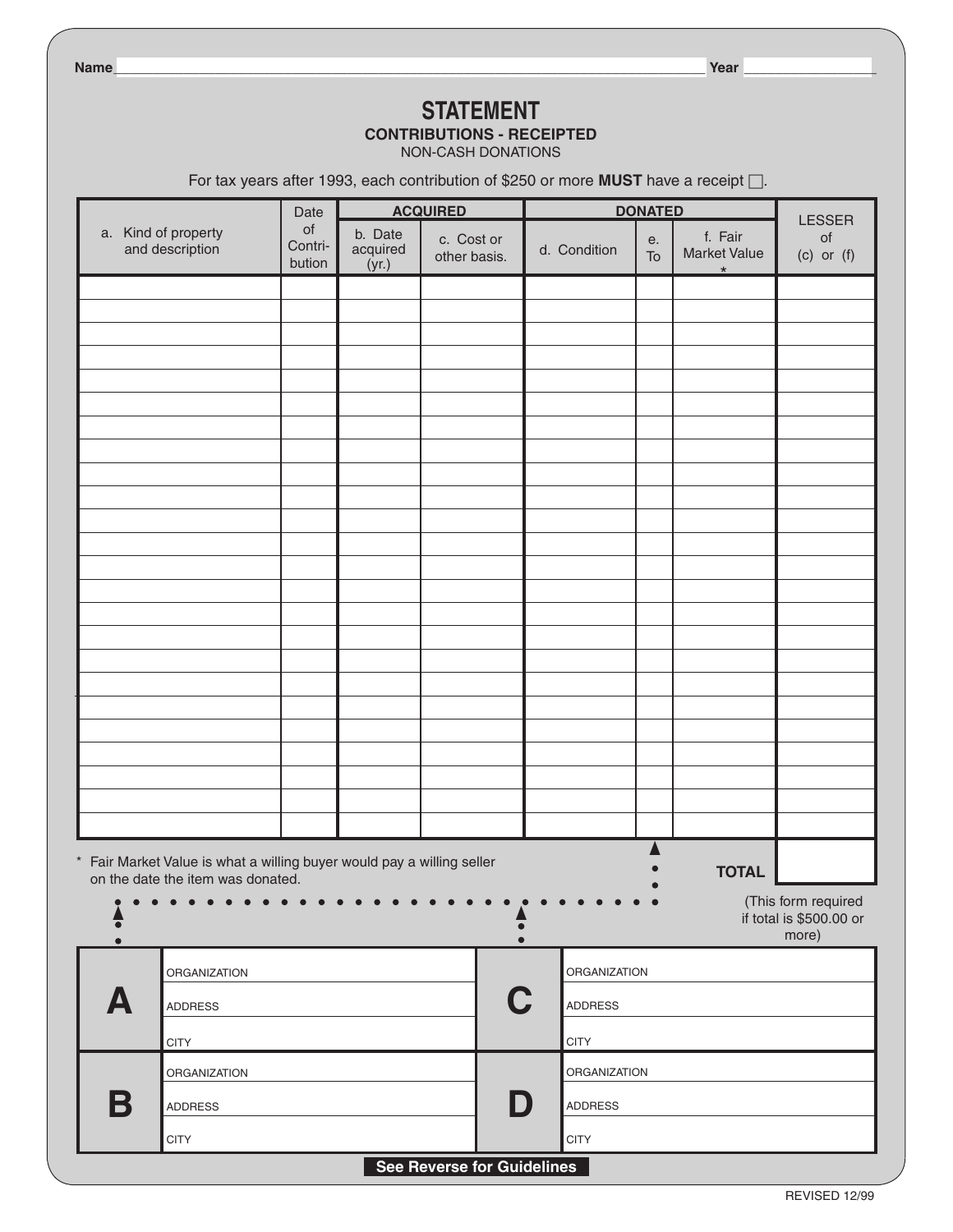Name ______________________________ Year __________

# STATEMENT

**CONTRIBUTIONS - RECEIPTED**

NON-CASH DONATIONS

For tax years after 1993, each contribution of $250 or more **MUST** have a receipt ☐.

| a. Kind of property and description | Date of Contri-bution | ACQUIRED | | DONATED | | | LESSER of (c) or (f) |
|---|---|---|---|---|---|---|---|
| | | b. Date acquired (yr.) | c. Cost or other basis. | d. Condition | e. To | f. Fair Market Value * | |
| | | | | | | | |
| | | | | | | | |
| | | | | | | | |
| | | | | | | | |
| | | | | | | | |
| | | | | | | | |
| | | | | | | | |
| | | | | | | | |
| | | | | | | | |
| | | | | | | | |
| | | | | | | | |
| | | | | | | | |
| | | | | | | | |
| | | | | | | | |
| | | | | | | | |
| | | | | | | | |
| | | | | | | | |
| | | | | | | | |
| | | | | | | | |
| | | | | | | | |
| | | | | | | | |
| | | | | | | | |
| | | | | | | | |
| | | | | | | | |
| | | | | | | **TOTAL** | |

* Fair Market Value is what a willing buyer would pay a willing seller on the date the item was donated.

(This form required if total is $500.00 or more)

| | | | |
|---|---|---|---|
| **A** | ORGANIZATION<br>ADDRESS<br>CITY | **C** | ORGANIZATION<br>ADDRESS<br>CITY |
| **B** | ORGANIZATION<br>ADDRESS<br>CITY | **D** | ORGANIZATION<br>ADDRESS<br>CITY |

**See Reverse for Guidelines**

REVISED 12/99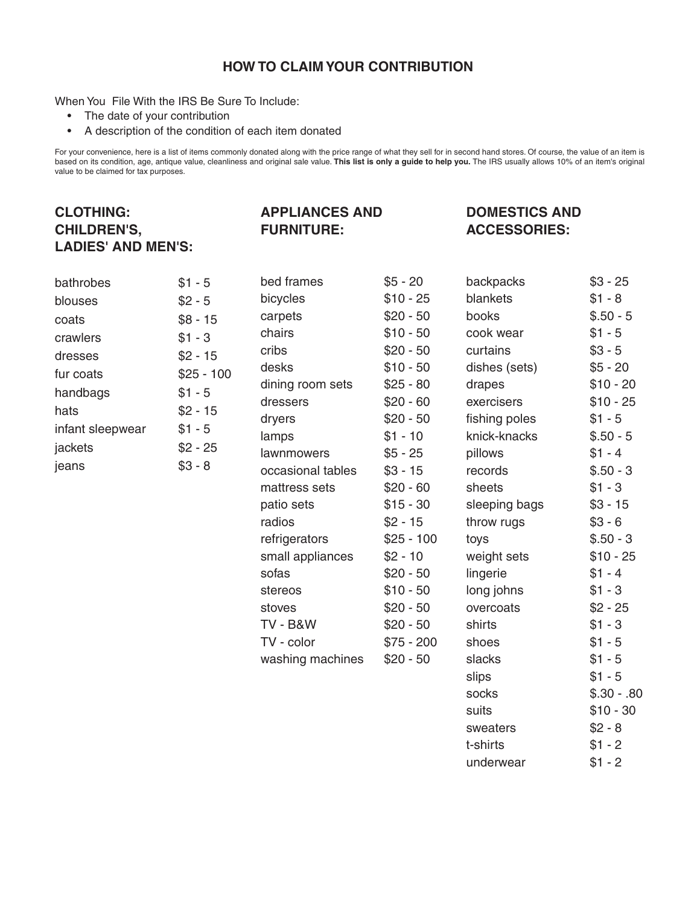## HOW TO CLAIM YOUR CONTRIBUTION

When You File With the IRS Be Sure To Include:

- The date of your contribution
- A description of the condition of each item donated

For your convenience, here is a list of items commonly donated along with the price range of what they sell for in second hand stores. Of course, the value of an item is based on its condition, age, antique value, cleanliness and original sale value. **This list is only a guide to help you.** The IRS usually allows 10% of an item's original value to be claimed for tax purposes.

### CLOTHING: CHILDREN'S, LADIES' AND MEN'S:

| | |
|---|---|
| bathrobes | $1 - 5 |
| blouses | $2 - 5 |
| coats | $8 - 15 |
| crawlers | $1 - 3 |
| dresses | $2 - 15 |
| fur coats | $25 - 100 |
| handbags | $1 - 5 |
| hats | $2 - 15 |
| infant sleepwear | $1 - 5 |
| jackets | $2 - 25 |
| jeans | $3 - 8 |

### APPLIANCES AND FURNITURE:

| | |
|---|---|
| bed frames | $5 - 20 |
| bicycles | $10 - 25 |
| carpets | $20 - 50 |
| chairs | $10 - 50 |
| cribs | $20 - 50 |
| desks | $10 - 50 |
| dining room sets | $25 - 80 |
| dressers | $20 - 60 |
| dryers | $20 - 50 |
| lamps | $1 - 10 |
| lawnmowers | $5 - 25 |
| occasional tables | $3 - 15 |
| mattress sets | $20 - 60 |
| patio sets | $15 - 30 |
| radios | $2 - 15 |
| refrigerators | $25 - 100 |
| small appliances | $2 - 10 |
| sofas | $20 - 50 |
| stereos | $10 - 50 |
| stoves | $20 - 50 |
| TV - B&W | $20 - 50 |
| TV - color | $75 - 200 |
| washing machines | $20 - 50 |

### DOMESTICS AND ACCESSORIES:

| | |
|---|---|
| backpacks | $3 - 25 |
| blankets | $1 - 8 |
| books | $.50 - 5 |
| cook wear | $1 - 5 |
| curtains | $3 - 5 |
| dishes (sets) | $5 - 20 |
| drapes | $10 - 20 |
| exercisers | $10 - 25 |
| fishing poles | $1 - 5 |
| knick-knacks | $.50 - 5 |
| pillows | $1 - 4 |
| records | $.50 - 3 |
| sheets | $1 - 3 |
| sleeping bags | $3 - 15 |
| throw rugs | $3 - 6 |
| toys | $.50 - 3 |
| weight sets | $10 - 25 |
| lingerie | $1 - 4 |
| long johns | $1 - 3 |
| overcoats | $2 - 25 |
| shirts | $1 - 3 |
| shoes | $1 - 5 |
| slacks | $1 - 5 |
| slips | $1 - 5 |
| socks | $.30 - .80 |
| suits | $10 - 30 |
| sweaters | $2 - 8 |
| t-shirts | $1 - 2 |
| underwear | $1 - 2 |